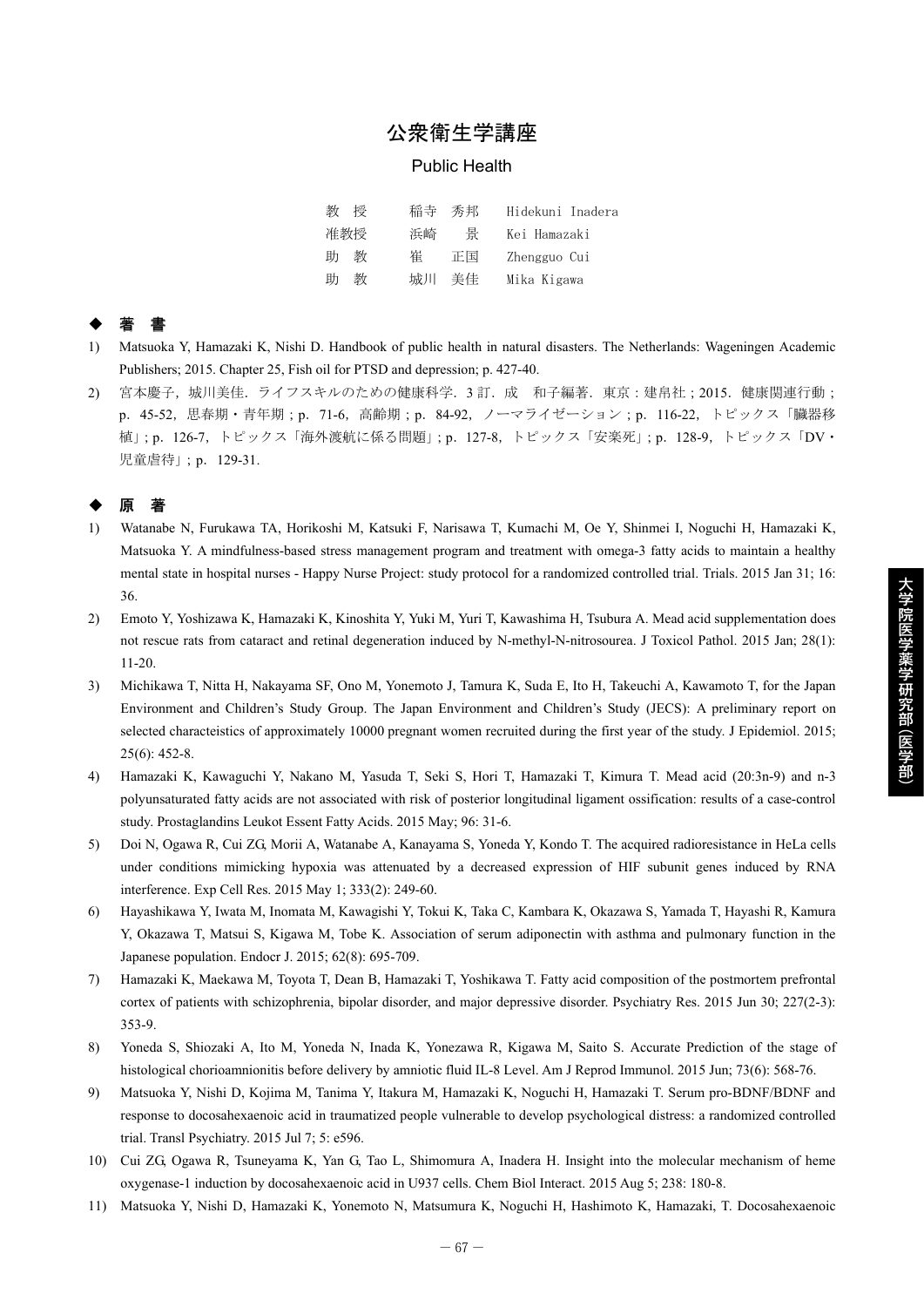# 公衆衛生学講座

## Public Health

| | | |
|---|---|---|
| 教　授 | 稲寺　秀邦 | Hidekuni Inadera |
| 准教授 | 浜崎　　景 | Kei Hamazaki |
| 助　教 | 崔　　正国 | Zhengguo Cui |
| 助　教 | 城川　美佳 | Mika Kigawa |

## ◆ 著　書

1) Matsuoka Y, Hamazaki K, Nishi D. Handbook of public health in natural disasters. The Netherlands: Wageningen Academic Publishers; 2015. Chapter 25, Fish oil for PTSD and depression; p. 427-40.
2) 宮本慶子，城川美佳．ライフスキルのための健康科学．3 訂．成　和子編著．東京：建帛社；2015．健康関連行動；p．45-52，思春期・青年期；p．71-6，高齢期；p．84-92，ノーマライゼーション；p．116-22，トピックス「臓器移植」; p．126-7，トピックス「海外渡航に係る問題」; p．127-8，トピックス「安楽死」; p．128-9，トピックス「DV・児童虐待」; p．129-31.

## ◆ 原　著

1) Watanabe N, Furukawa TA, Horikoshi M, Katsuki F, Narisawa T, Kumachi M, Oe Y, Shinmei I, Noguchi H, Hamazaki K, Matsuoka Y. A mindfulness-based stress management program and treatment with omega-3 fatty acids to maintain a healthy mental state in hospital nurses - Happy Nurse Project: study protocol for a randomized controlled trial. Trials. 2015 Jan 31; 16: 36.
2) Emoto Y, Yoshizawa K, Hamazaki K, Kinoshita Y, Yuki M, Yuri T, Kawashima H, Tsubura A. Mead acid supplementation does not rescue rats from cataract and retinal degeneration induced by N-methyl-N-nitrosourea. J Toxicol Pathol. 2015 Jan; 28(1): 11-20.
3) Michikawa T, Nitta H, Nakayama SF, Ono M, Yonemoto J, Tamura K, Suda E, Ito H, Takeuchi A, Kawamoto T, for the Japan Environment and Children's Study Group. The Japan Environment and Children's Study (JECS): A preliminary report on selected characteistics of approximately 10000 pregnant women recruited during the first year of the study. J Epidemiol. 2015; 25(6): 452-8.
4) Hamazaki K, Kawaguchi Y, Nakano M, Yasuda T, Seki S, Hori T, Hamazaki T, Kimura T. Mead acid (20:3n-9) and n-3 polyunsaturated fatty acids are not associated with risk of posterior longitudinal ligament ossification: results of a case-control study. Prostaglandins Leukot Essent Fatty Acids. 2015 May; 96: 31-6.
5) Doi N, Ogawa R, Cui ZG, Morii A, Watanabe A, Kanayama S, Yoneda Y, Kondo T. The acquired radioresistance in HeLa cells under conditions mimicking hypoxia was attenuated by a decreased expression of HIF subunit genes induced by RNA interference. Exp Cell Res. 2015 May 1; 333(2): 249-60.
6) Hayashikawa Y, Iwata M, Inomata M, Kawagishi Y, Tokui K, Taka C, Kambara K, Okazawa S, Yamada T, Hayashi R, Kamura Y, Okazawa T, Matsui S, Kigawa M, Tobe K. Association of serum adiponectin with asthma and pulmonary function in the Japanese population. Endocr J. 2015; 62(8): 695-709.
7) Hamazaki K, Maekawa M, Toyota T, Dean B, Hamazaki T, Yoshikawa T. Fatty acid composition of the postmortem prefrontal cortex of patients with schizophrenia, bipolar disorder, and major depressive disorder. Psychiatry Res. 2015 Jun 30; 227(2-3): 353-9.
8) Yoneda S, Shiozaki A, Ito M, Yoneda N, Inada K, Yonezawa R, Kigawa M, Saito S. Accurate Prediction of the stage of histological chorioamnionitis before delivery by amniotic fluid IL-8 Level. Am J Reprod Immunol. 2015 Jun; 73(6): 568-76.
9) Matsuoka Y, Nishi D, Kojima M, Tanima Y, Itakura M, Hamazaki K, Noguchi H, Hamazaki T. Serum pro-BDNF/BDNF and response to docosahexaenoic acid in traumatized people vulnerable to develop psychological distress: a randomized controlled trial. Transl Psychiatry. 2015 Jul 7; 5: e596.
10) Cui ZG, Ogawa R, Tsuneyama K, Yan G, Tao L, Shimomura A, Inadera H. Insight into the molecular mechanism of heme oxygenase-1 induction by docosahexaenoic acid in U937 cells. Chem Biol Interact. 2015 Aug 5; 238: 180-8.
11) Matsuoka Y, Nishi D, Hamazaki K, Yonemoto N, Matsumura K, Noguchi H, Hashimoto K, Hamazaki, T. Docosahexaenoic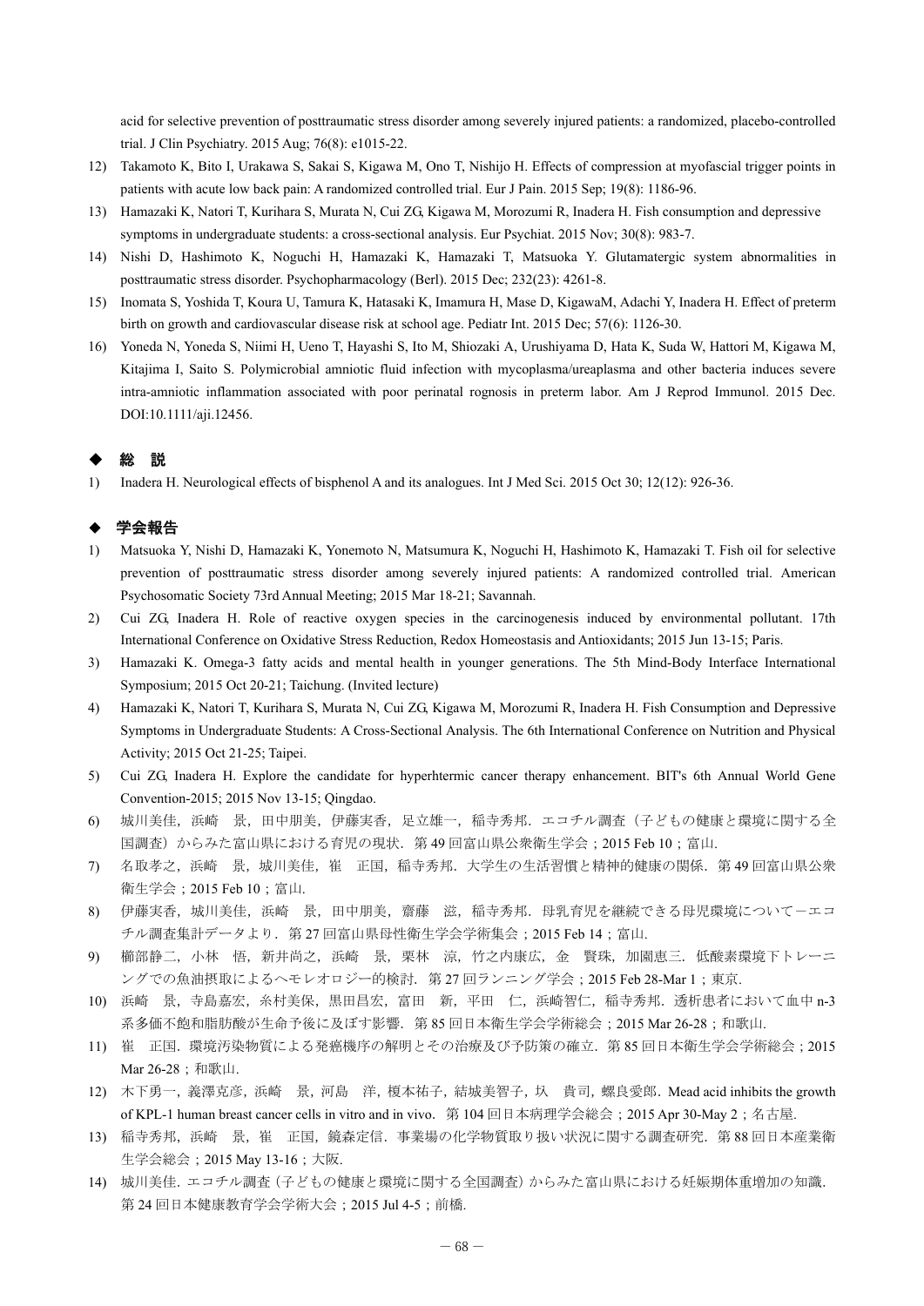acid for selective prevention of posttraumatic stress disorder among severely injured patients: a randomized, placebo-controlled trial. J Clin Psychiatry. 2015 Aug; 76(8): e1015-22.

12) Takamoto K, Bito I, Urakawa S, Sakai S, Kigawa M, Ono T, Nishijo H. Effects of compression at myofascial trigger points in patients with acute low back pain: A randomized controlled trial. Eur J Pain. 2015 Sep; 19(8): 1186-96.
13) Hamazaki K, Natori T, Kurihara S, Murata N, Cui ZG, Kigawa M, Morozumi R, Inadera H. Fish consumption and depressive symptoms in undergraduate students: a cross-sectional analysis. Eur Psychiat. 2015 Nov; 30(8): 983-7.
14) Nishi D, Hashimoto K, Noguchi H, Hamazaki K, Hamazaki T, Matsuoka Y. Glutamatergic system abnormalities in posttraumatic stress disorder. Psychopharmacology (Berl). 2015 Dec; 232(23): 4261-8.
15) Inomata S, Yoshida T, Koura U, Tamura K, Hatasaki K, Imamura H, Mase D, KigawaM, Adachi Y, Inadera H. Effect of preterm birth on growth and cardiovascular disease risk at school age. Pediatr Int. 2015 Dec; 57(6): 1126-30.
16) Yoneda N, Yoneda S, Niimi H, Ueno T, Hayashi S, Ito M, Shiozaki A, Urushiyama D, Hata K, Suda W, Hattori M, Kigawa M, Kitajima I, Saito S. Polymicrobial amniotic fluid infection with mycoplasma/ureaplasma and other bacteria induces severe intra-amniotic inflammation associated with poor perinatal rognosis in preterm labor. Am J Reprod Immunol. 2015 Dec. DOI:10.1111/aji.12456.

## ◆ 総　説

1) Inadera H. Neurological effects of bisphenol A and its analogues. Int J Med Sci. 2015 Oct 30; 12(12): 926-36.

## ◆ 学会報告

1) Matsuoka Y, Nishi D, Hamazaki K, Yonemoto N, Matsumura K, Noguchi H, Hashimoto K, Hamazaki T. Fish oil for selective prevention of posttraumatic stress disorder among severely injured patients: A randomized controlled trial. American Psychosomatic Society 73rd Annual Meeting; 2015 Mar 18-21; Savannah.
2) Cui ZG, Inadera H. Role of reactive oxygen species in the carcinogenesis induced by environmental pollutant. 17th International Conference on Oxidative Stress Reduction, Redox Homeostasis and Antioxidants; 2015 Jun 13-15; Paris.
3) Hamazaki K. Omega-3 fatty acids and mental health in younger generations. The 5th Mind-Body Interface International Symposium; 2015 Oct 20-21; Taichung. (Invited lecture)
4) Hamazaki K, Natori T, Kurihara S, Murata N, Cui ZG, Kigawa M, Morozumi R, Inadera H. Fish Consumption and Depressive Symptoms in Undergraduate Students: A Cross-Sectional Analysis. The 6th International Conference on Nutrition and Physical Activity; 2015 Oct 21-25; Taipei.
5) Cui ZG, Inadera H. Explore the candidate for hyperhtermic cancer therapy enhancement. BIT's 6th Annual World Gene Convention-2015; 2015 Nov 13-15; Qingdao.
6) 城川美佳，浜崎　景，田中朋美，伊藤実香，足立雄一，稲寺秀邦．エコチル調査（子どもの健康と環境に関する全国調査）からみた富山県における育児の現状．第 49 回富山県公衆衛生学会；2015 Feb 10；富山.
7) 名取孝之，浜崎　景，城川美佳，崔　正国，稲寺秀邦．大学生の生活習慣と精神的健康の関係．第 49 回富山県公衆衛生学会；2015 Feb 10；富山.
8) 伊藤実香，城川美佳，浜崎　景，田中朋美，齋藤　滋，稲寺秀邦．母乳育児を継続できる母児環境について－エコチル調査集計データより．第 27 回富山県母性衛生学会学術集会；2015 Feb 14；富山.
9) 櫛部静二，小林　悟，新井尚之，浜崎　景，栗林　涼，竹之内康広，金　賢珠，加園恵三．低酸素環境下トレーニングでの魚油摂取によるヘモレオロジー的検討．第 27 回ランニング学会；2015 Feb 28-Mar 1；東京.
10) 浜崎　景，寺島嘉宏，糸村美保，黒田昌宏，富田　新，平田　仁，浜崎智仁，稲寺秀邦．透析患者において血中 n-3 系多価不飽和脂肪酸が生命予後に及ぼす影響．第 85 回日本衛生学会学術総会；2015 Mar 26-28；和歌山.
11) 崔　正国．環境汚染物質による発癌機序の解明とその治療及び予防策の確立．第 85 回日本衛生学会学術総会；2015 Mar 26-28；和歌山.
12) 木下勇一，義澤克彦，浜崎　景，河島　洋，榎本祐子，結城美智子，圦　貴司，螺良愛郎．Mead acid inhibits the growth of KPL-1 human breast cancer cells in vitro and in vivo．第 104 回日本病理学会総会；2015 Apr 30-May 2；名古屋.
13) 稲寺秀邦，浜崎　景，崔　正国，鏡森定信．事業場の化学物質取り扱い状況に関する調査研究．第 88 回日本産業衛生学会総会；2015 May 13-16；大阪.
14) 城川美佳．エコチル調査（子どもの健康と環境に関する全国調査）からみた富山県における妊娠期体重増加の知識．第 24 回日本健康教育学会学術大会；2015 Jul 4-5；前橋.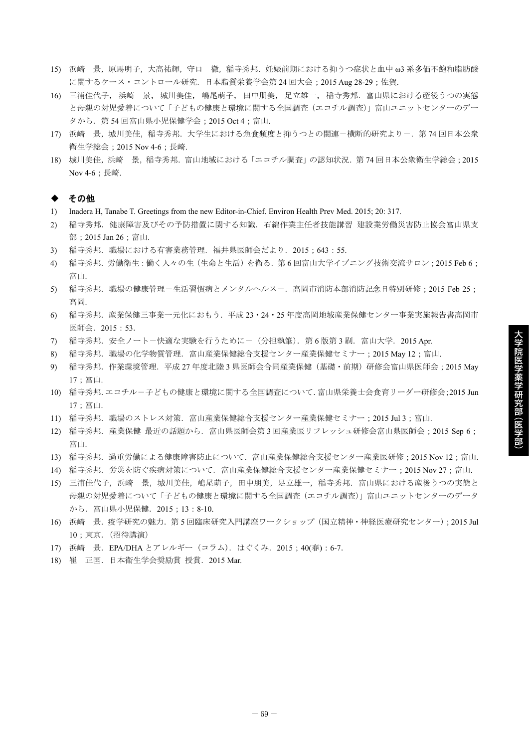15) 浜崎　景，原馬明子，大高祐輝，守口　徹，稲寺秀邦．妊娠前期における抑うつ症状と血中 ω3 系多価不飽和脂肪酸に関するケース・コントロール研究．日本脂質栄養学会第 24 回大会；2015 Aug 28-29；佐賀.
16) 三浦佳代子，浜崎　景，城川美佳，嶋尾萌子，田中朋美，足立雄一，稲寺秀邦．富山県における産後うつの実態と母親の対児愛着について「子どもの健康と環境に関する全国調査（エコチル調査）」富山ユニットセンターのデータから．第 54 回富山県小児保健学会；2015 Oct 4；富山.
17) 浜崎　景，城川美佳，稲寺秀邦．大学生における魚食頻度と抑うつとの関連－横断的研究より－．第 74 回日本公衆衛生学総会；2015 Nov 4-6；長崎.
18) 城川美佳，浜崎　景，稲寺秀邦．富山地域における「エコチル調査」の認知状況．第 74 回日本公衆衛生学総会；2015 Nov 4-6；長崎.

## ◆ その他

1) Inadera H, Tanabe T. Greetings from the new Editor-in-Chief. Environ Health Prev Med. 2015; 20: 317.
2) 稲寺秀邦．健康障害及びその予防措置に関する知識．石綿作業主任者技能講習 建設業労働災害防止協会富山県支部；2015 Jan 26；富山.
3) 稲寺秀邦．職場における有害業務管理．福井県医師会だより．2015；643：55.
4) 稲寺秀邦．労働衛生：働く人々の生（生命と生活）を衛る．第 6 回富山大学イブニング技術交流サロン；2015 Feb 6；富山.
5) 稲寺秀邦．職場の健康管理－生活習慣病とメンタルヘルス－．高岡市消防本部消防記念日特別研修；2015 Feb 25；高岡.
6) 稲寺秀邦．産業保健三事業一元化におもう．平成 23・24・25 年度高岡地域産業保健センター事業実施報告書高岡市医師会．2015：53.
7) 稲寺秀邦．安全ノート－快適な実験を行うために－（分担執筆）．第 6 版第 3 刷．富山大学．2015 Apr.
8) 稲寺秀邦．職場の化学物質管理．富山産業保健総合支援センター産業保健セミナー；2015 May 12；富山.
9) 稲寺秀邦．作業環境管理．平成 27 年度北陸 3 県医師会合同産業保健（基礎・前期）研修会富山県医師会；2015 May 17；富山.
10) 稲寺秀邦．エコチル－子どもの健康と環境に関する全国調査について．富山県栄養士会食育リーダー研修会；2015 Jun 17；富山.
11) 稲寺秀邦．職場のストレス対策．富山産業保健総合支援センター産業保健セミナー；2015 Jul 3；富山.
12) 稲寺秀邦．産業保健 最近の話題から．富山県医師会第 3 回産業医リフレッシュ研修会富山県医師会；2015 Sep 6；富山.
13) 稲寺秀邦．過重労働による健康障害防止について．富山産業保健総合支援センター産業医研修；2015 Nov 12；富山.
14) 稲寺秀邦．労災を防ぐ疾病対策について．富山産業保健総合支援センター産業保健セミナー；2015 Nov 27；富山.
15) 三浦佳代子，浜崎　景，城川美佳，嶋尾萌子，田中朋美，足立雄一，稲寺秀邦．富山県における産後うつの実態と母親の対児愛着について「子どもの健康と環境に関する全国調査（エコチル調査）」富山ユニットセンターのデータから．富山県小児保健．2015；13：8-10.
16) 浜崎　景．疫学研究の魅力．第 5 回臨床研究入門講座ワークショップ（国立精神・神経医療研究センター）；2015 Jul 10；東京．（招待講演）
17) 浜崎　景．EPA/DHA とアレルギー（コラム）．はぐくみ．2015；40(春)：6-7.
18) 崔　正国．日本衛生学会奨励賞 授賞．2015 Mar.